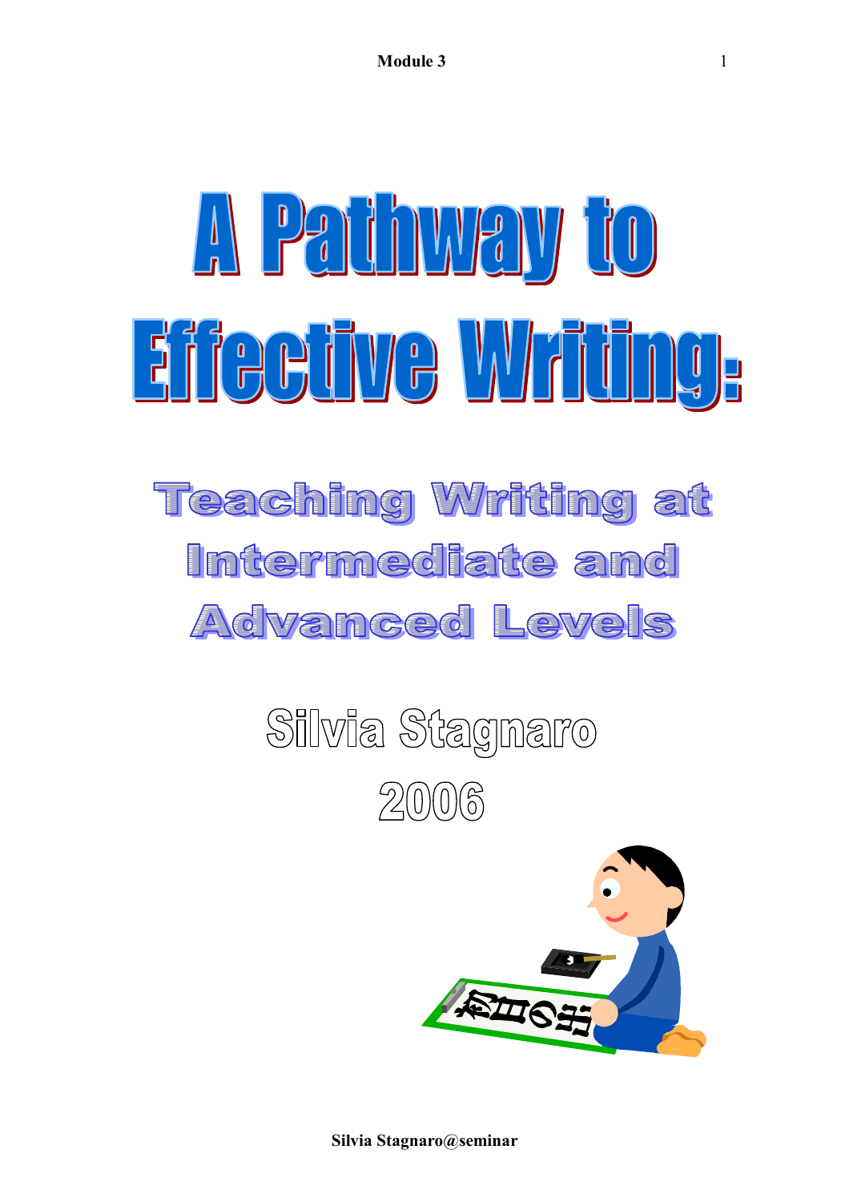# A Pathway to Effective Writing:

## Teaching Writing at Intermediate and Advanced Levels

Silvia Stagnaro

2006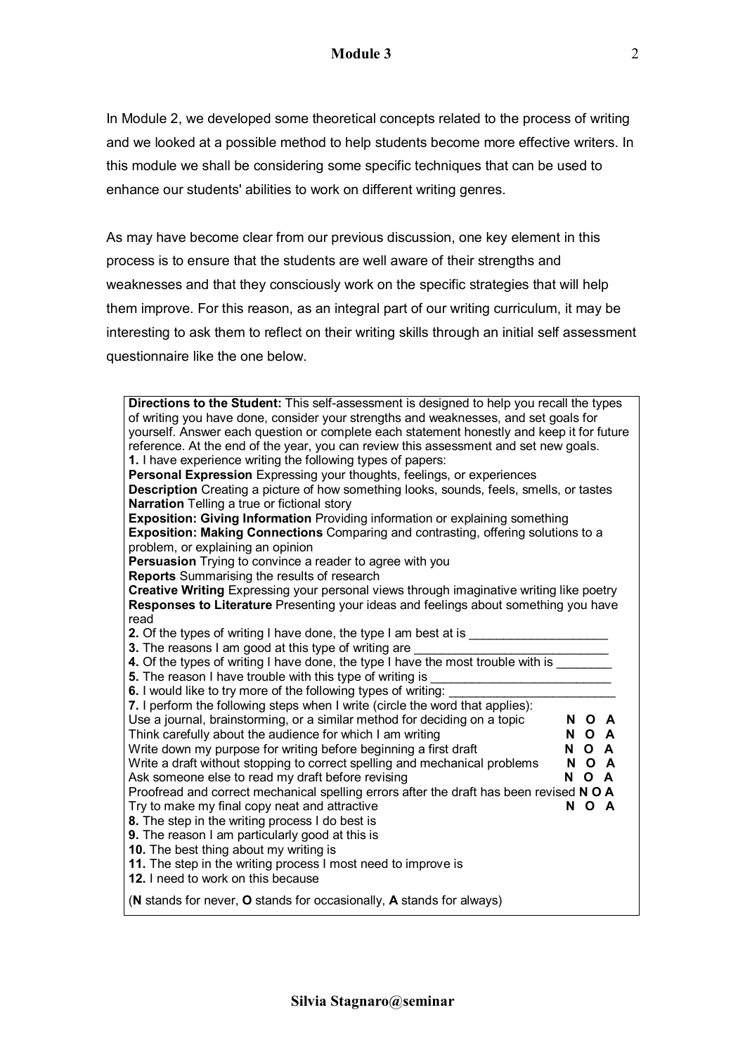In Module 2, we developed some theoretical concepts related to the process of writing and we looked at a possible method to help students become more effective writers. In this module we shall be considering some specific techniques that can be used to enhance our students' abilities to work on different writing genres.

As may have become clear from our previous discussion, one key element in this process is to ensure that the students are well aware of their strengths and weaknesses and that they consciously work on the specific strategies that will help them improve. For this reason, as an integral part of our writing curriculum, it may be interesting to ask them to reflect on their writing skills through an initial self assessment questionnaire like the one below.

**Directions to the Student:** This self-assessment is designed to help you recall the types of writing you have done, consider your strengths and weaknesses, and set goals for yourself. Answer each question or complete each statement honestly and keep it for future reference. At the end of the year, you can review this assessment and set new goals.

**1.** I have experience writing the following types of papers:

**Personal Expression** Expressing your thoughts, feelings, or experiences
**Description** Creating a picture of how something looks, sounds, feels, smells, or tastes
**Narration** Telling a true or fictional story
**Exposition: Giving Information** Providing information or explaining something
**Exposition: Making Connections** Comparing and contrasting, offering solutions to a problem, or explaining an opinion
**Persuasion** Trying to convince a reader to agree with you
**Reports** Summarising the results of research
**Creative Writing** Expressing your personal views through imaginative writing like poetry
**Responses to Literature** Presenting your ideas and feelings about something you have read

**2.** Of the types of writing I have done, the type I am best at is ____________________

**3.** The reasons I am good at this type of writing are ____________________________

**4.** Of the types of writing I have done, the type I have the most trouble with is ________

**5.** The reason I have trouble with this type of writing is __________________________

**6.** I would like to try more of the following types of writing: ________________________

**7.** I perform the following steps when I write (circle the word that applies):

| | |
|---|---|
| Use a journal, brainstorming, or a similar method for deciding on a topic | **N O A** |
| Think carefully about the audience for which I am writing | **N O A** |
| Write down my purpose for writing before beginning a first draft | **N O A** |
| Write a draft without stopping to correct spelling and mechanical problems | **N O A** |
| Ask someone else to read my draft before revising | **N O A** |
| Proofread and correct mechanical spelling errors after the draft has been revised | **N O A** |
| Try to make my final copy neat and attractive | **N O A** |

**8.** The step in the writing process I do best is

**9.** The reason I am particularly good at this is

**10.** The best thing about my writing is

**11.** The step in the writing process I most need to improve is

**12.** I need to work on this because

(**N** stands for never, **O** stands for occasionally, **A** stands for always)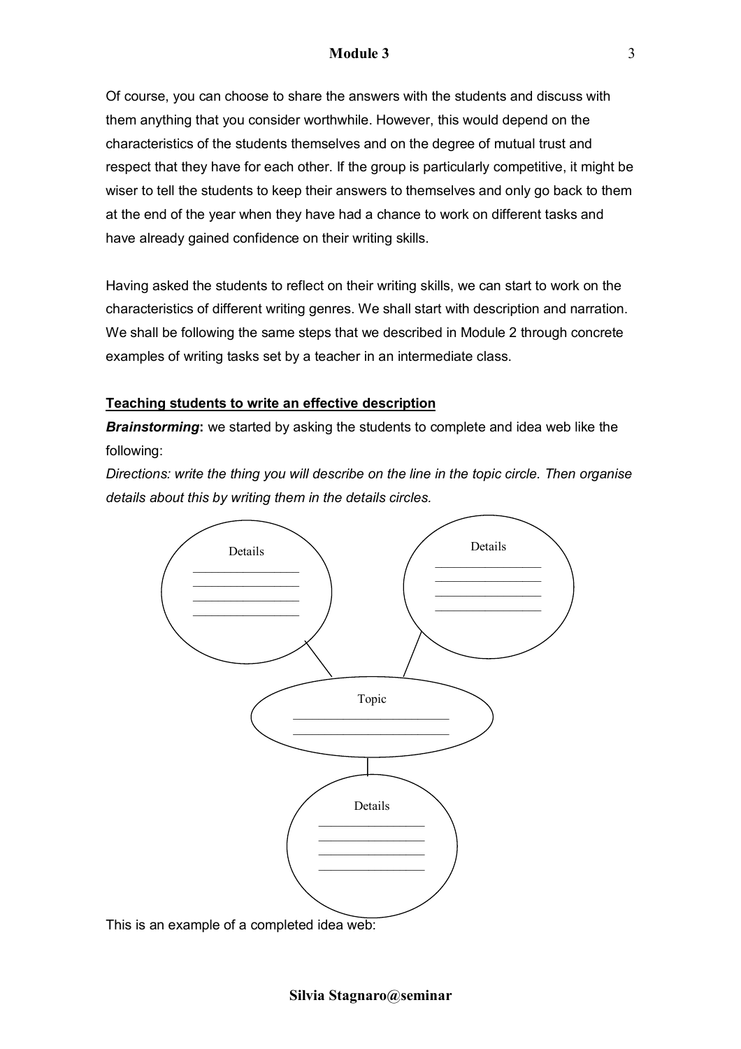Of course, you can choose to share the answers with the students and discuss with them anything that you consider worthwhile. However, this would depend on the characteristics of the students themselves and on the degree of mutual trust and respect that they have for each other. If the group is particularly competitive, it might be wiser to tell the students to keep their answers to themselves and only go back to them at the end of the year when they have had a chance to work on different tasks and have already gained confidence on their writing skills.

Having asked the students to reflect on their writing skills, we can start to work on the characteristics of different writing genres. We shall start with description and narration. We shall be following the same steps that we described in Module 2 through concrete examples of writing tasks set by a teacher in an intermediate class.

**Teaching students to write an effective description**

***Brainstorming*****:** we started by asking the students to complete and idea web like the following:

*Directions: write the thing you will describe on the line in the topic circle. Then organise details about this by writing them in the details circles.*

Details
________________
________________
________________
________________

Details
________________
________________
________________
________________

Topic
________________________
________________________

Details
________________
________________
________________
________________

This is an example of a completed idea web: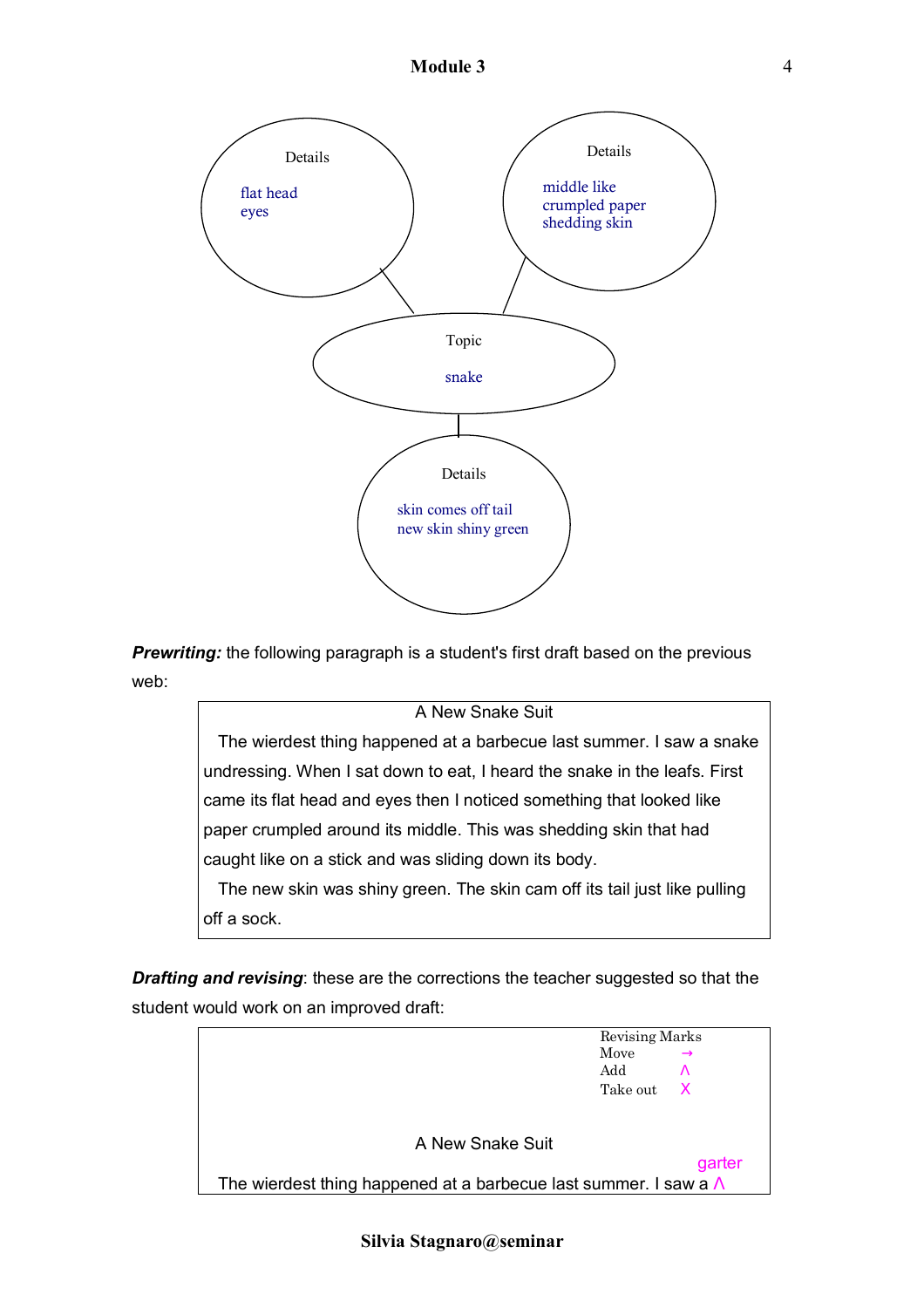Details

flat head
eyes

Details

middle like
crumpled paper
shedding skin

Topic

snake

Details

skin comes off tail
new skin shiny green

***Prewriting:*** the following paragraph is a student's first draft based on the previous web:

> A New Snake Suit
>
> The wierdest thing happened at a barbecue last summer. I saw a snake undressing. When I sat down to eat, I heard the snake in the leafs. First came its flat head and eyes then I noticed something that looked like paper crumpled around its middle. This was shedding skin that had caught like on a stick and was sliding down its body.
>
> The new skin was shiny green. The skin cam off its tail just like pulling off a sock.

***Drafting and revising***: these are the corrections the teacher suggested so that the student would work on an improved draft:

> Revising Marks
> Move →
> Add Λ
> Take out X
>
> A New Snake Suit
>
> garter
>
> The wierdest thing happened at a barbecue last summer. I saw a Λ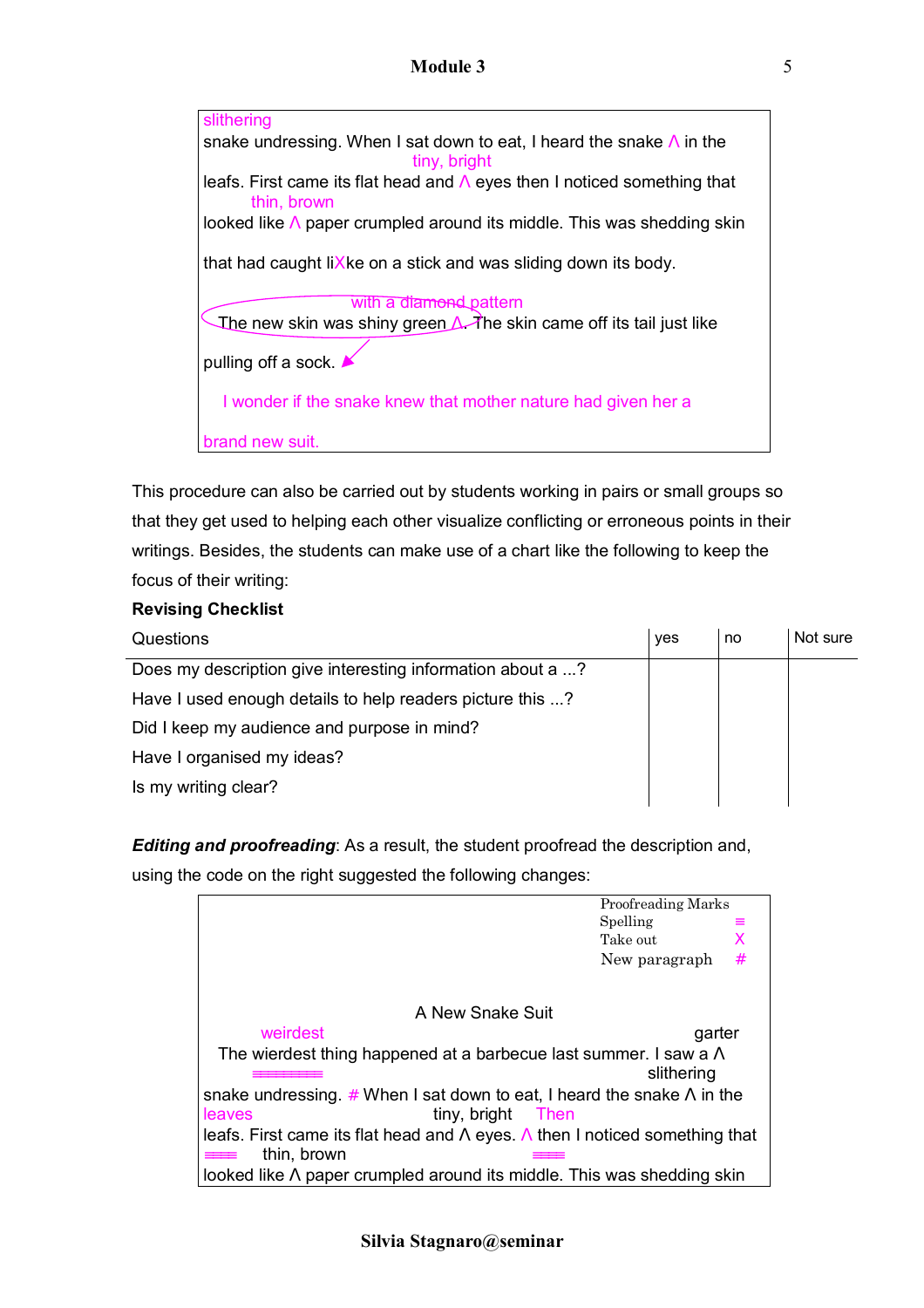slithering
snake undressing. When I sat down to eat, I heard the snake ∧ in the
tiny, bright
leafs. First came its flat head and ∧ eyes then I noticed something that
thin, brown
looked like ∧ paper crumpled around its middle. This was shedding skin

that had caught liXke on a stick and was sliding down its body.

with a diamond pattern
The new skin was shiny green ∧. The skin came off its tail just like

pulling off a sock.

I wonder if the snake knew that mother nature had given her a

brand new suit.

This procedure can also be carried out by students working in pairs or small groups so that they get used to helping each other visualize conflicting or erroneous points in their writings. Besides, the students can make use of a chart like the following to keep the focus of their writing:

**Revising Checklist**

| Questions | yes | no | Not sure |
|---|---|---|---|
| Does my description give interesting information about a ...? | | | |
| Have I used enough details to help readers picture this ...? | | | |
| Did I keep my audience and purpose in mind? | | | |
| Have I organised my ideas? | | | |
| Is my writing clear? | | | |

***Editing and proofreading***: As a result, the student proofread the description and, using the code on the right suggested the following changes:

Proofreading Marks
Spelling ≡
Take out X
New paragraph #

A New Snake Suit

weirdest garter
The wierdest thing happened at a barbecue last summer. I saw a ∧
slithering
snake undressing. # When I sat down to eat, I heard the snake ∧ in the
leaves tiny, bright Then
leafs. First came its flat head and ∧ eyes. ∧ then I noticed something that
thin, brown
looked like ∧ paper crumpled around its middle. This was shedding skin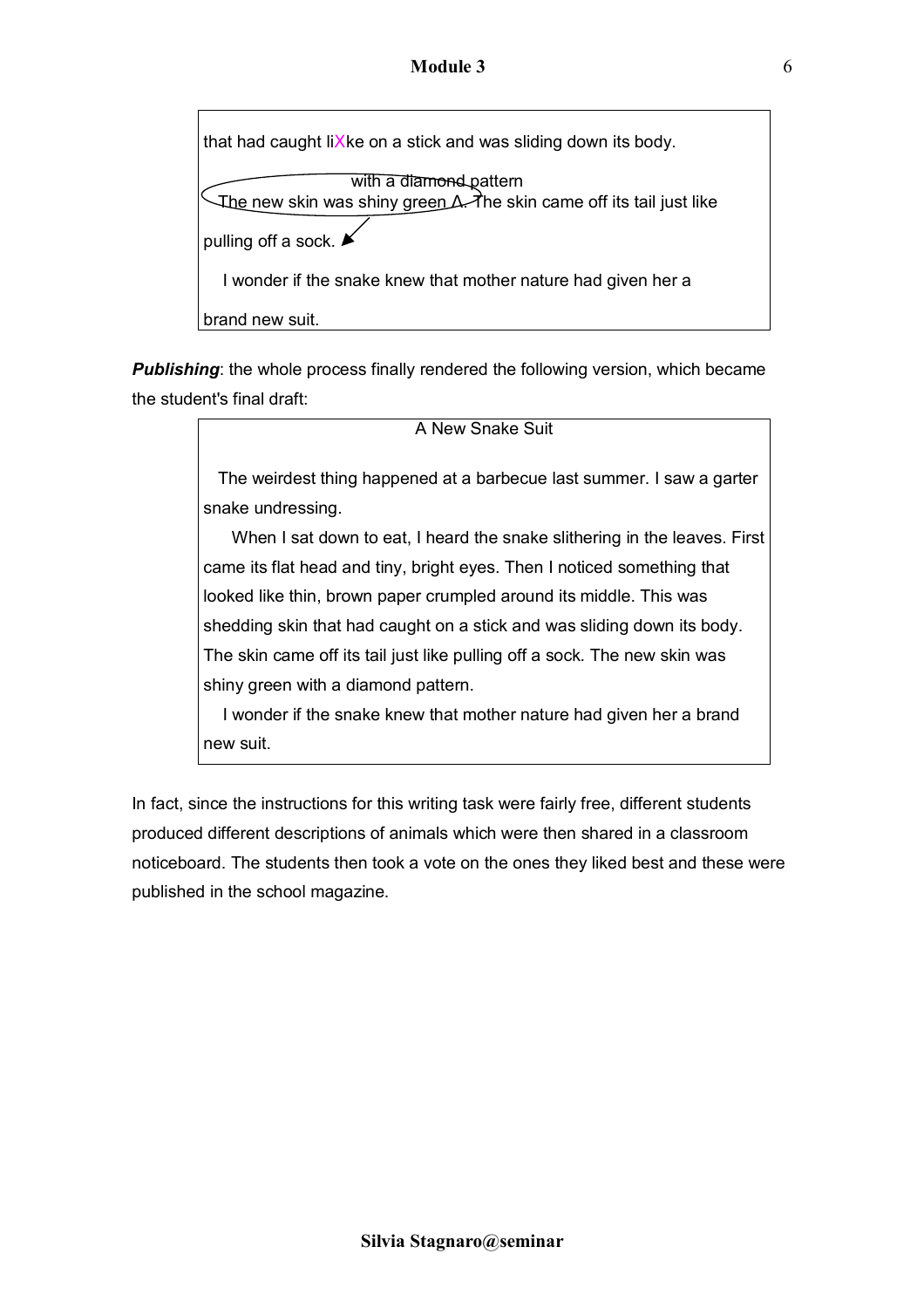that had caught liXke on a stick and was sliding down its body.

with a diamond pattern
The new skin was shiny green ^. The skin came off its tail just like

pulling off a sock.

I wonder if the snake knew that mother nature had given her a

brand new suit.

***Publishing***: the whole process finally rendered the following version, which became the student's final draft:

> A New Snake Suit
>
> The weirdest thing happened at a barbecue last summer. I saw a garter snake undressing.
>
> When I sat down to eat, I heard the snake slithering in the leaves. First came its flat head and tiny, bright eyes. Then I noticed something that looked like thin, brown paper crumpled around its middle. This was shedding skin that had caught on a stick and was sliding down its body. The skin came off its tail just like pulling off a sock. The new skin was shiny green with a diamond pattern.
>
> I wonder if the snake knew that mother nature had given her a brand new suit.

In fact, since the instructions for this writing task were fairly free, different students produced different descriptions of animals which were then shared in a classroom noticeboard. The students then took a vote on the ones they liked best and these were published in the school magazine.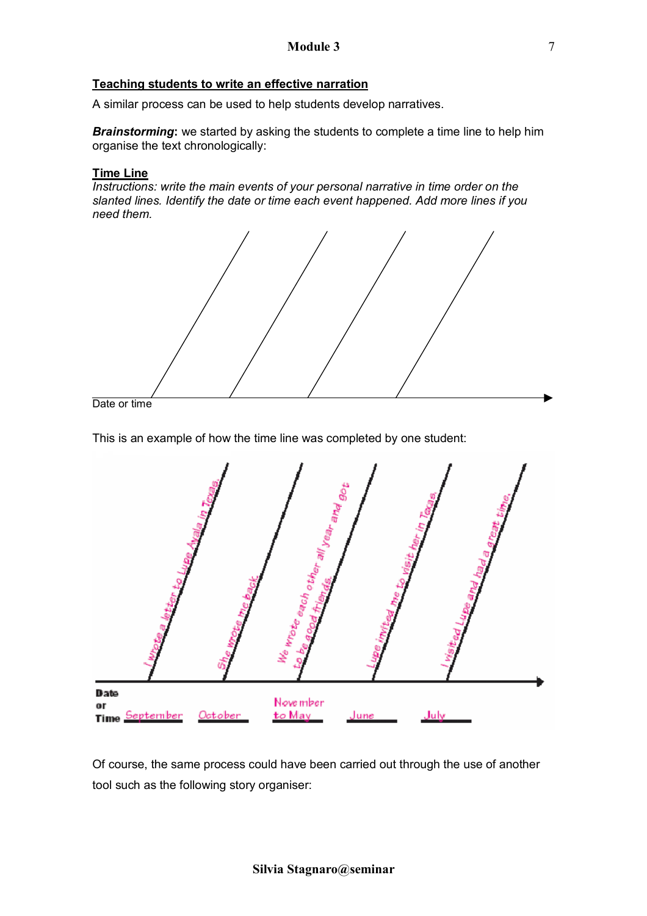## Teaching students to write an effective narration

A similar process can be used to help students develop narratives.

***Brainstorming*****:** we started by asking the students to complete a time line to help him organise the text chronologically:

### Time Line

*Instructions: write the main events of your personal narrative in time order on the slanted lines. Identify the date or time each event happened. Add more lines if you need them.*

Date or time

This is an example of how the time line was completed by one student:

| Date or Time | Event |
| --- | --- |
| September | I wrote a letter to Lupe Ayala in Texas. |
| October | She wrote me back. |
| November to May | We wrote each other all year and got to be good friends. |
| June | Lupe invited me to visit her in Texas. |
| July | I visited Lupe and had a great time. |

Of course, the same process could have been carried out through the use of another tool such as the following story organiser: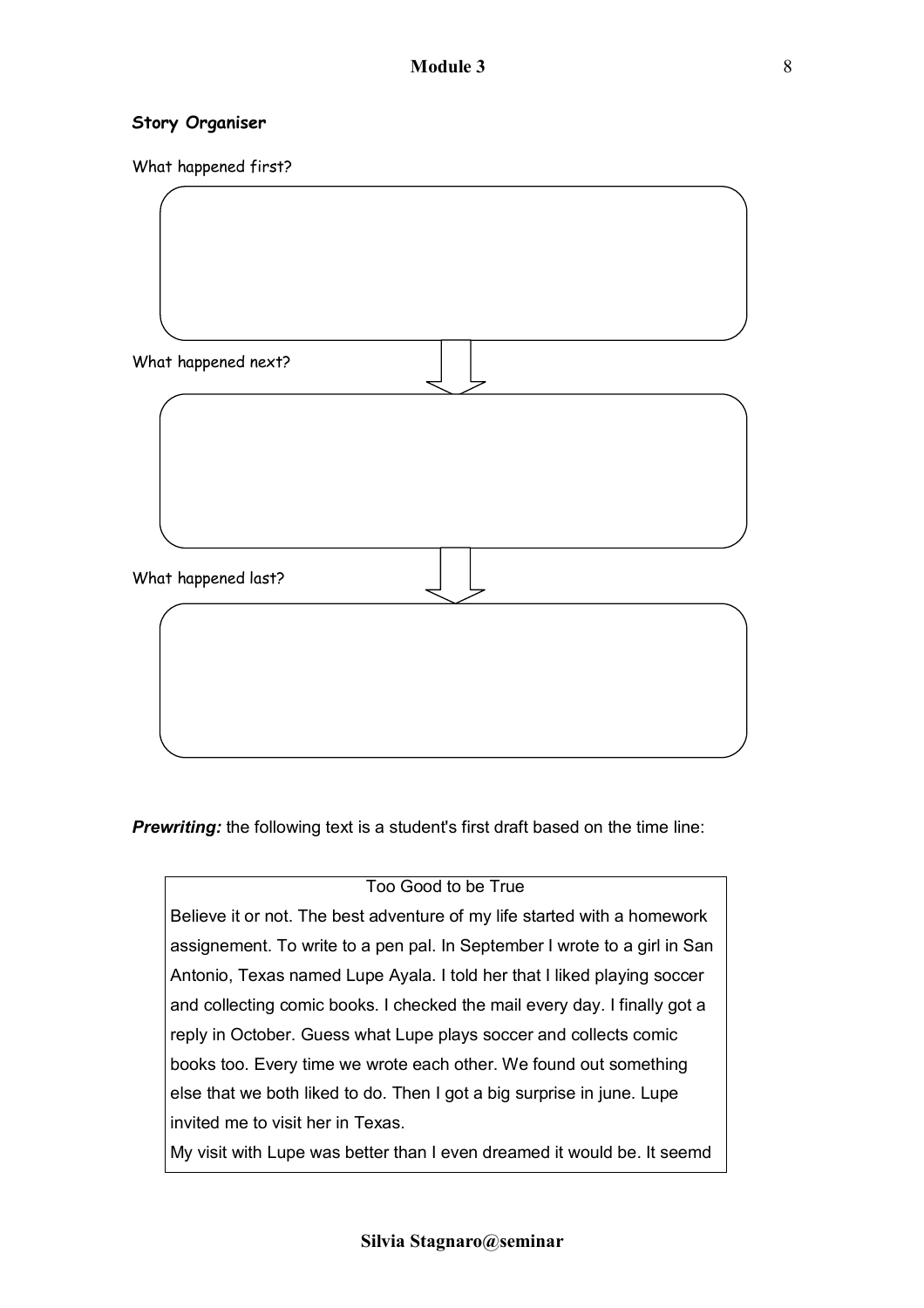**Story Organiser**

What happened first?

What happened next?

What happened last?

***Prewriting:*** the following text is a student's first draft based on the time line:

Too Good to be True

Believe it or not. The best adventure of my life started with a homework assignement. To write to a pen pal. In September I wrote to a girl in San Antonio, Texas named Lupe Ayala. I told her that I liked playing soccer and collecting comic books. I checked the mail every day. I finally got a reply in October. Guess what Lupe plays soccer and collects comic books too. Every time we wrote each other. We found out something else that we both liked to do. Then I got a big surprise in june. Lupe invited me to visit her in Texas.

My visit with Lupe was better than I even dreamed it would be. It seemd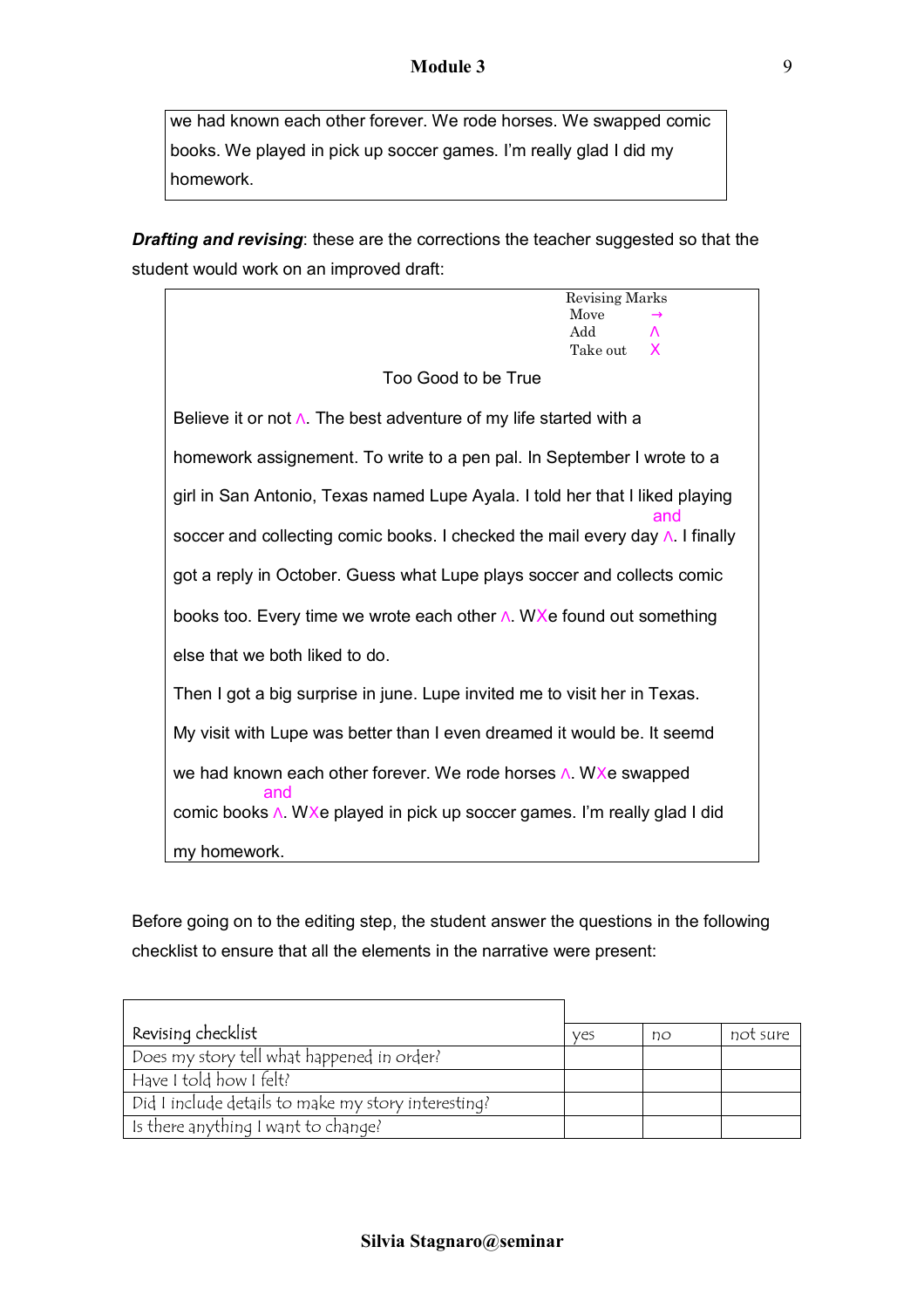> we had known each other forever. We rode horses. We swapped comic books. We played in pick up soccer games. I'm really glad I did my homework.

***Drafting and revising***: these are the corrections the teacher suggested so that the student would work on an improved draft:

> Revising Marks
> Move →
> Add ∧
> Take out X
>
> Too Good to be True
>
> Believe it or not ∧. The best adventure of my life started with a homework assignement. To write to a pen pal. In September I wrote to a girl in San Antonio, Texas named Lupe Ayala. I told her that I liked playing soccer and collecting comic books. I checked the mail every day ∧ (and). I finally got a reply in October. Guess what Lupe plays soccer and collects comic books too. Every time we wrote each other ∧. WXe found out something else that we both liked to do.
>
> Then I got a big surprise in june. Lupe invited me to visit her in Texas. My visit with Lupe was better than I even dreamed it would be. It seemd we had known each other forever. We rode horses ∧. WXe swapped comic books ∧ (and). WXe played in pick up soccer games. I'm really glad I did my homework.

Before going on to the editing step, the student answer the questions in the following checklist to ensure that all the elements in the narrative were present:

| Revising checklist | yes | no | not sure |
|---|---|---|---|
| Does my story tell what happened in order? | | | |
| Have I told how I felt? | | | |
| Did I include details to make my story interesting? | | | |
| Is there anything I want to change? | | | |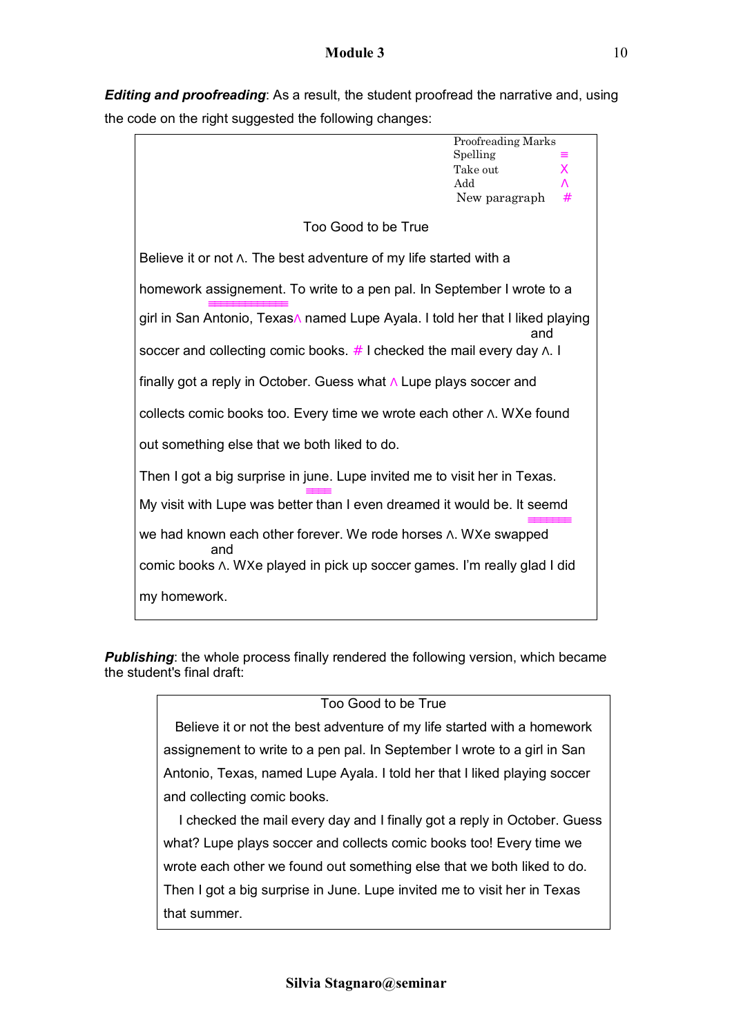***Editing and proofreading***: As a result, the student proofread the narrative and, using the code on the right suggested the following changes:

| Proofreading Marks | |
|---|---|
| Spelling | ≡ |
| Take out | X |
| Add | ʌ |
| New paragraph | # |

Too Good to be True

Believe it or not ʌ. The best adventure of my life started with a

homework assignement. To write to a pen pal. In September I wrote to a

girl in San Antonio, Texasʌ named Lupe Ayala. I told her that I liked playing

and

soccer and collecting comic books. # I checked the mail every day ʌ. I

finally got a reply in October. Guess what ʌ Lupe plays soccer and

collects comic books too. Every time we wrote each other ʌ. WXe found

out something else that we both liked to do.

Then I got a big surprise in june. Lupe invited me to visit her in Texas.

My visit with Lupe was better than I even dreamed it would be. It seemd

we had known each other forever. We rode horses ʌ. WXe swapped

and

comic books ʌ. WXe played in pick up soccer games. I'm really glad I did

my homework.

***Publishing***: the whole process finally rendered the following version, which became the student's final draft:

Too Good to be True

Believe it or not the best adventure of my life started with a homework assignement to write to a pen pal. In September I wrote to a girl in San Antonio, Texas, named Lupe Ayala. I told her that I liked playing soccer and collecting comic books.

I checked the mail every day and I finally got a reply in October. Guess what? Lupe plays soccer and collects comic books too! Every time we wrote each other we found out something else that we both liked to do. Then I got a big surprise in June. Lupe invited me to visit her in Texas that summer.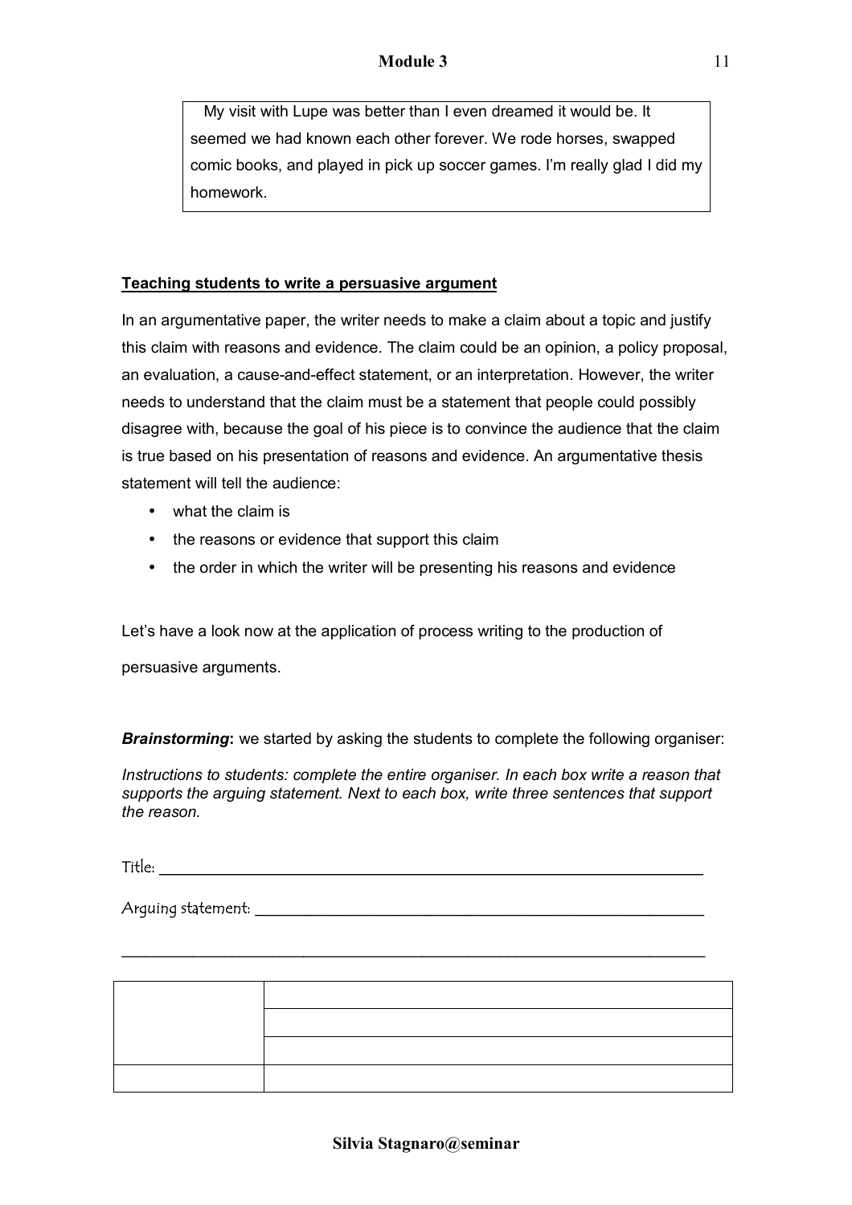My visit with Lupe was better than I even dreamed it would be. It seemed we had known each other forever. We rode horses, swapped comic books, and played in pick up soccer games. I'm really glad I did my homework.

**Teaching students to write a persuasive argument**

In an argumentative paper, the writer needs to make a claim about a topic and justify this claim with reasons and evidence. The claim could be an opinion, a policy proposal, an evaluation, a cause-and-effect statement, or an interpretation. However, the writer needs to understand that the claim must be a statement that people could possibly disagree with, because the goal of his piece is to convince the audience that the claim is true based on his presentation of reasons and evidence. An argumentative thesis statement will tell the audience:

- what the claim is
- the reasons or evidence that support this claim
- the order in which the writer will be presenting his reasons and evidence

Let's have a look now at the application of process writing to the production of persuasive arguments.

***Brainstorming*:** we started by asking the students to complete the following organiser:

*Instructions to students: complete the entire organiser. In each box write a reason that supports the arguing statement. Next to each box, write three sentences that support the reason.*

Title: ____________________________________________

Arguing statement: ____________________________________________

____________________________________________

| | |
|---|---|
| | |
| | |
| | |
| | |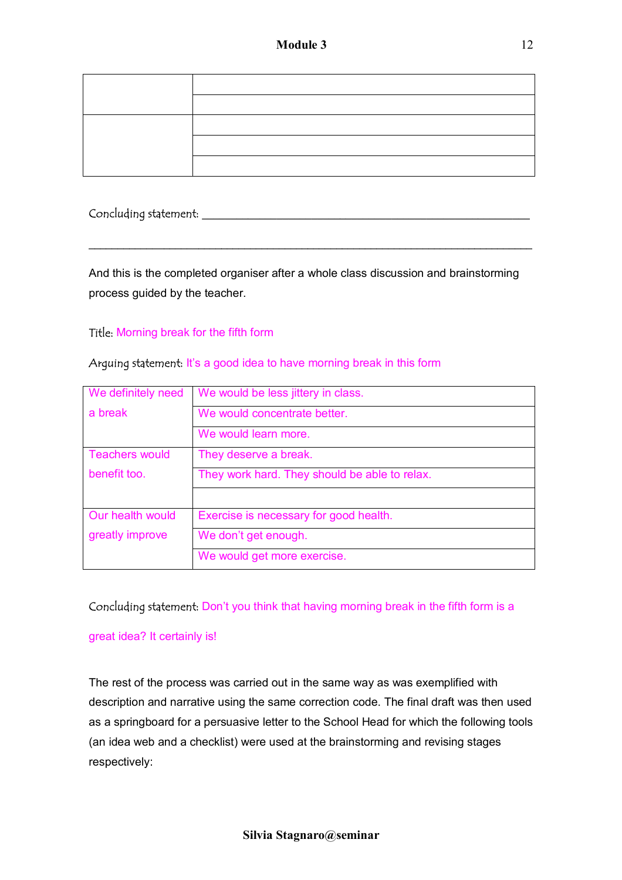| | |
|---|---|
| | |
| | |
| | |
| | |
| | |

Concluding statement: ___________________________________________

___________________________________________________________

And this is the completed organiser after a whole class discussion and brainstorming process guided by the teacher.

Title: Morning break for the fifth form

Arguing statement: It's a good idea to have morning break in this form

| | |
|---|---|
| We definitely need a break | We would be less jittery in class. |
| | We would concentrate better. |
| | We would learn more. |
| Teachers would benefit too. | They deserve a break. |
| | They work hard. They should be able to relax. |
| | |
| Our health would greatly improve | Exercise is necessary for good health. |
| | We don't get enough. |
| | We would get more exercise. |

Concluding statement: Don't you think that having morning break in the fifth form is a great idea? It certainly is!

The rest of the process was carried out in the same way as was exemplified with description and narrative using the same correction code. The final draft was then used as a springboard for a persuasive letter to the School Head for which the following tools (an idea web and a checklist) were used at the brainstorming and revising stages respectively: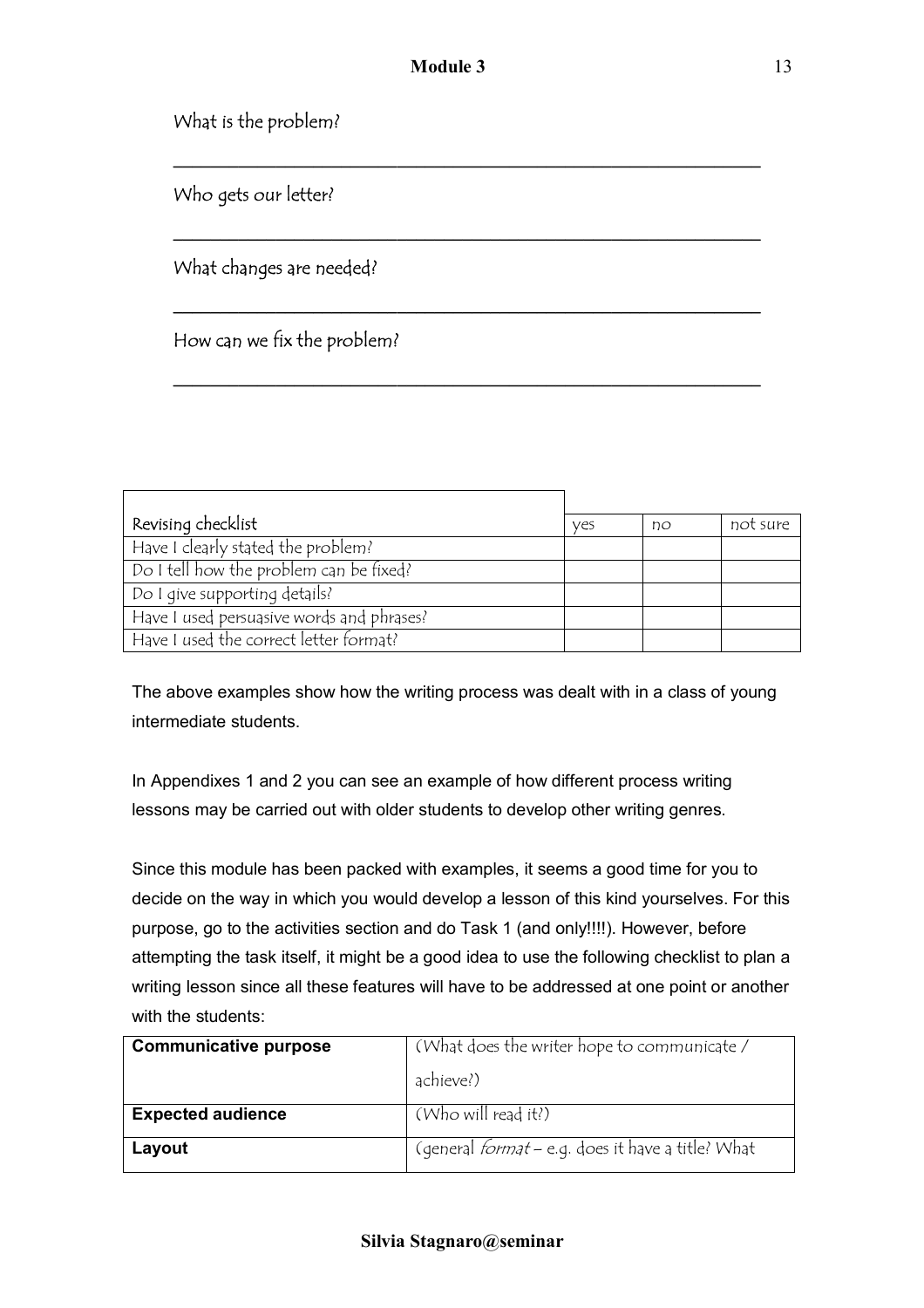What is the problem?

______________________________________________________

Who gets our letter?

______________________________________________________

What changes are needed?

______________________________________________________

How can we fix the problem?

______________________________________________________

| Revising checklist | yes | no | not sure |
|---|---|---|---|
| Have I clearly stated the problem? | | | |
| Do I tell how the problem can be fixed? | | | |
| Do I give supporting details? | | | |
| Have I used persuasive words and phrases? | | | |
| Have I used the correct letter format? | | | |

The above examples show how the writing process was dealt with in a class of young intermediate students.

In Appendixes 1 and 2 you can see an example of how different process writing lessons may be carried out with older students to develop other writing genres.

Since this module has been packed with examples, it seems a good time for you to decide on the way in which you would develop a lesson of this kind yourselves. For this purpose, go to the activities section and do Task 1 (and only!!!!). However, before attempting the task itself, it might be a good idea to use the following checklist to plan a writing lesson since all these features will have to be addressed at one point or another with the students:

| | |
|---|---|
| **Communicative purpose** | (What does the writer hope to communicate / achieve?) |
| **Expected audience** | (Who will read it?) |
| **Layout** | (general *format* – e.g. does it have a title? What |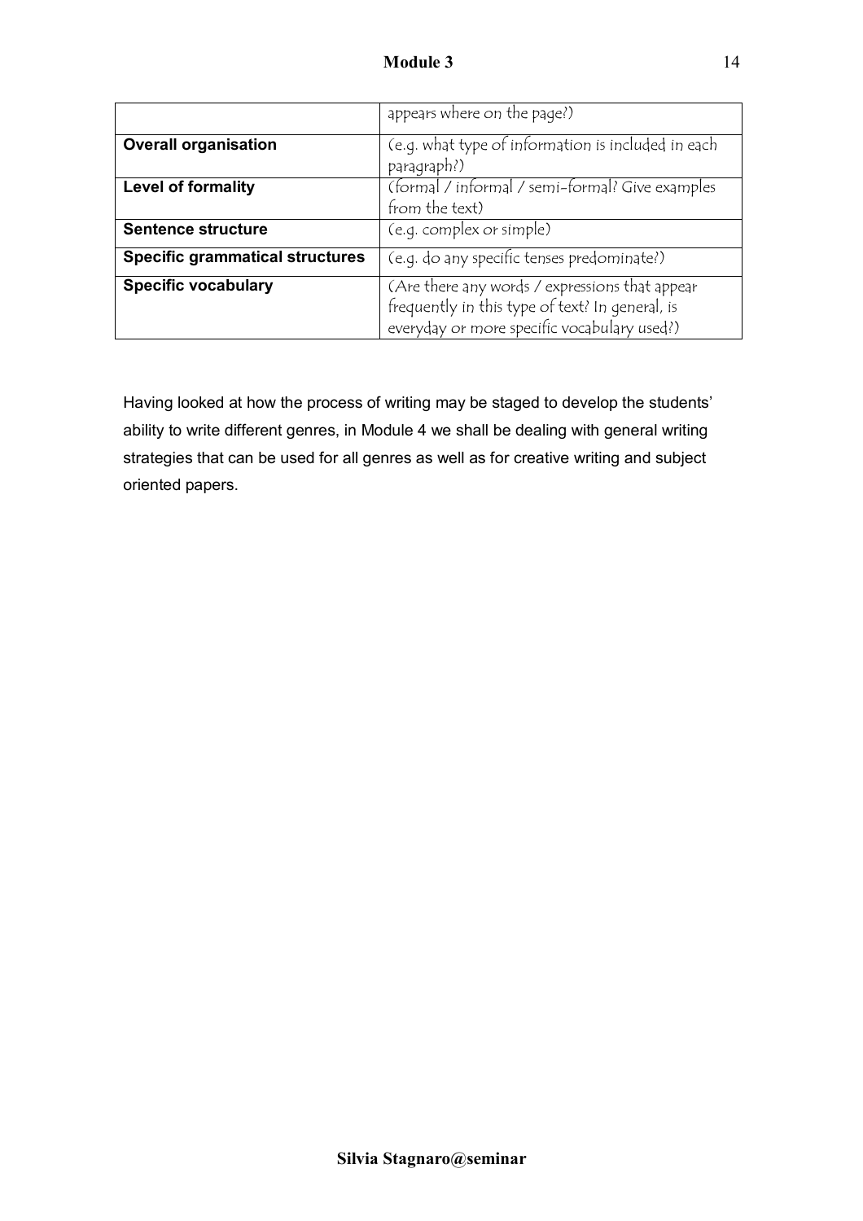| | |
|---|---|
| | appears where on the page?) |
| **Overall organisation** | (e.g. what type of information is included in each paragraph?) |
| **Level of formality** | (formal / informal / semi-formal? Give examples from the text) |
| **Sentence structure** | (e.g. complex or simple) |
| **Specific grammatical structures** | (e.g. do any specific tenses predominate?) |
| **Specific vocabulary** | (Are there any words / expressions that appear frequently in this type of text? In general, is everyday or more specific vocabulary used?) |

Having looked at how the process of writing may be staged to develop the students' ability to write different genres, in Module 4 we shall be dealing with general writing strategies that can be used for all genres as well as for creative writing and subject oriented papers.